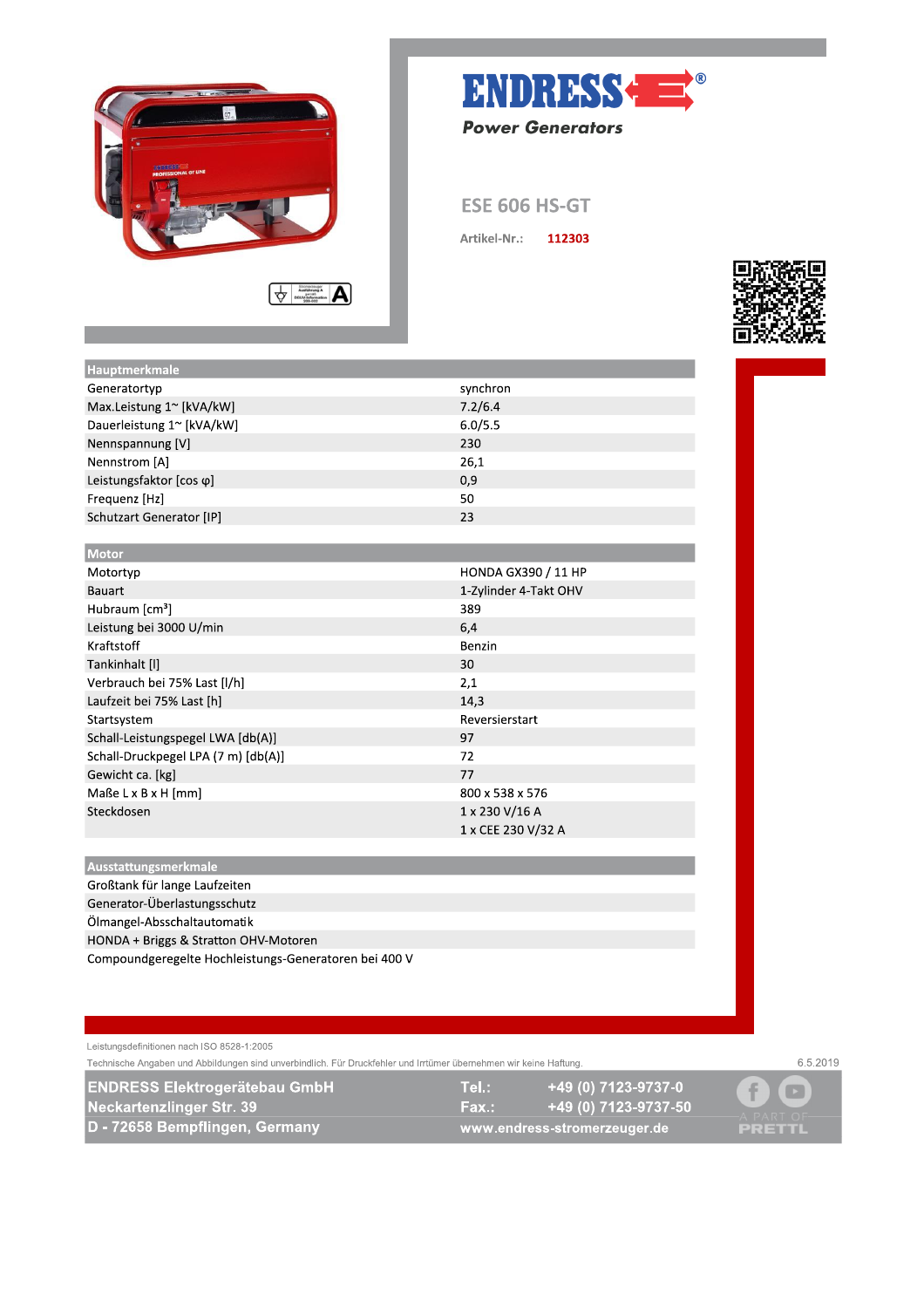# ENDRESS

*Power Generators*

## ESE 606 HS-GT

Artikel-Nr.: **112303**

| Hauptmerkmale | |
|---|---|
| Generatortyp | synchron |
| Max.Leistung 1~ [kVA/kW] | 7.2/6.4 |
| Dauerleistung 1~ [kVA/kW] | 6.0/5.5 |
| Nennspannung [V] | 230 |
| Nennstrom [A] | 26,1 |
| Leistungsfaktor [cos φ] | 0,9 |
| Frequenz [Hz] | 50 |
| Schutzart Generator [IP] | 23 |

| Motor | |
|---|---|
| Motortyp | HONDA GX390 / 11 HP |
| Bauart | 1-Zylinder 4-Takt OHV |
| Hubraum [cm³] | 389 |
| Leistung bei 3000 U/min | 6,4 |
| Kraftstoff | Benzin |
| Tankinhalt [l] | 30 |
| Verbrauch bei 75% Last [l/h] | 2,1 |
| Laufzeit bei 75% Last [h] | 14,3 |
| Startsystem | Reversierstart |
| Schall-Leistungspegel LWA [db(A)] | 97 |
| Schall-Druckpegel LPA (7 m) [db(A)] | 72 |
| Gewicht ca. [kg] | 77 |
| Maße L x B x H [mm] | 800 x 538 x 576 |
| Steckdosen | 1 x 230 V/16 A |
| | 1 x CEE 230 V/32 A |

| Ausstattungsmerkmale |
|---|
| Großtank für lange Laufzeiten |
| Generator-Überlastungsschutz |
| Ölmangel-Abschaltautomatik |
| HONDA + Briggs & Stratton OHV-Motoren |
| Compoundgeregelte Hochleistungs-Generatoren bei 400 V |

Leistungsdefinitionen nach ISO 8528-1:2005

Technische Angaben und Abbildungen sind unverbindlich. Für Druckfehler und Irrtümer übernehmen wir keine Haftung.

6.5.2019

**ENDRESS Elektrogerätebau GmbH**
**Neckartenzlinger Str. 39**
**D - 72658 Bempflingen, Germany**

**Tel.:** +49 (0) 7123-9737-0
**Fax.:** +49 (0) 7123-9737-50
**www.endress-stromerzeuger.de**

A PART OF PRETTL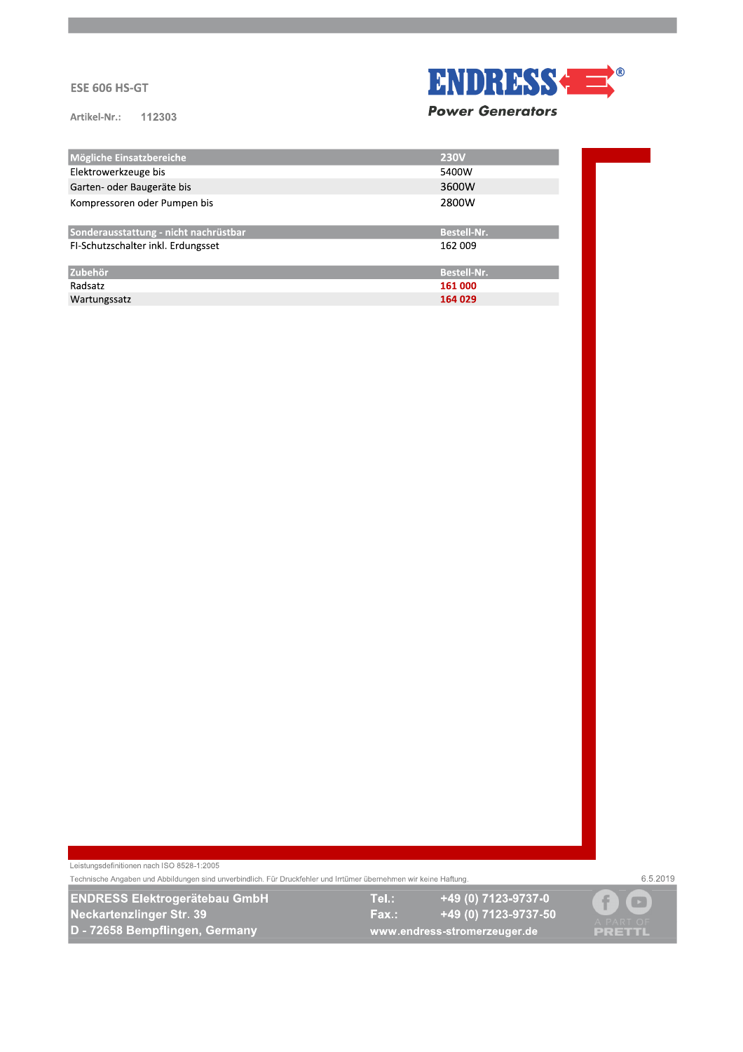ESE 606 HS-GT

Artikel-Nr.: 112303

ENDRESS Power Generators

| Mögliche Einsatzbereiche | 230V |
|---|---|
| Elektrowerkzeuge bis | 5400W |
| Garten- oder Baugeräte bis | 3600W |
| Kompressoren oder Pumpen bis | 2800W |

| Sonderausstattung - nicht nachrüstbar | Bestell-Nr. |
|---|---|
| FI-Schutzschalter inkl. Erdungsset | 162 009 |

| Zubehör | Bestell-Nr. |
|---|---|
| Radsatz | 161 000 |
| Wartungssatz | 164 029 |

Leistungsdefinitionen nach ISO 8528-1:2005

Technische Angaben und Abbildungen sind unverbindlich. Für Druckfehler und Irrtümer übernehmen wir keine Haftung.

6.5.2019

ENDRESS Elektrogerätebau GmbH
Neckartenzlinger Str. 39
D - 72658 Bempflingen, Germany

Tel.: +49 (0) 7123-9737-0
Fax.: +49 (0) 7123-9737-50
www.endress-stromerzeuger.de

A PART OF PRETTL